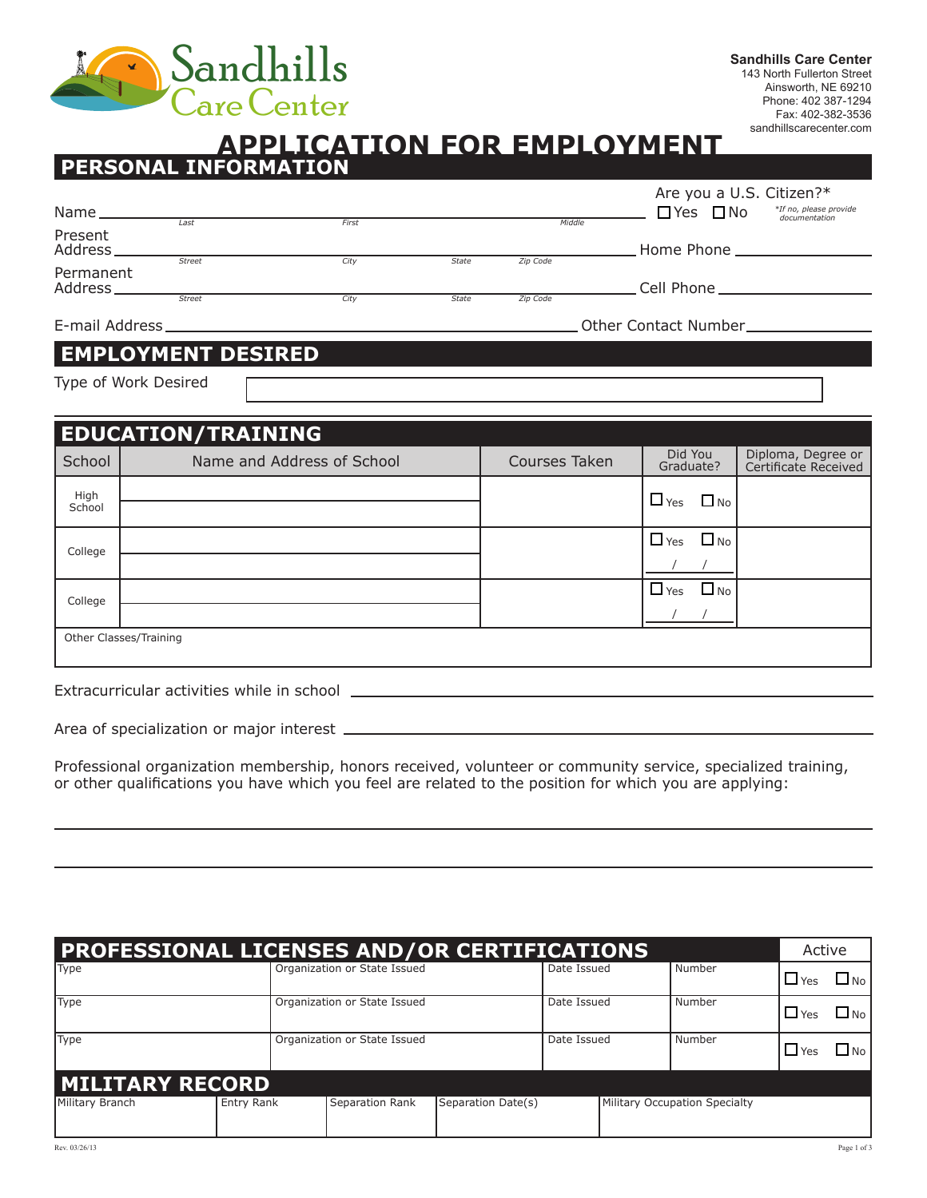**Sandhills Care Center**
143 North Fullerton Street
Ainsworth, NE 69210
Phone: 402 387-1294
Fax: 402-382-3536
sandhillscarecenter.com

# APPLICATION FOR EMPLOYMENT

## PERSONAL INFORMATION

Name \_\_\_\_\_\_\_\_\_\_\_\_\_\_\_\_\_\_\_\_\_\_\_\_\_\_\_\_\_\_\_\_\_\_\_\_\_\_\_\_
*Last* *First* *Middle*

Are you a U.S. Citizen?* ☐ Yes ☐ No *If no, please provide documentation*

Present Address \_\_\_\_\_\_\_\_\_\_\_\_\_\_\_\_\_\_\_\_\_\_\_\_\_\_\_\_\_\_\_\_\_\_\_\_\_\_\_\_
*Street* *City* *State* *Zip Code*

Home Phone \_\_\_\_\_\_\_\_\_\_\_\_\_\_\_\_

Permanent Address \_\_\_\_\_\_\_\_\_\_\_\_\_\_\_\_\_\_\_\_\_\_\_\_\_\_\_\_\_\_\_\_\_\_\_\_\_\_\_\_
*Street* *City* *State* *Zip Code*

Cell Phone \_\_\_\_\_\_\_\_\_\_\_\_\_\_\_\_

E-mail Address \_\_\_\_\_\_\_\_\_\_\_\_\_\_\_\_\_\_\_\_\_\_\_\_\_\_\_\_\_\_\_\_ Other Contact Number \_\_\_\_\_\_\_\_\_\_\_\_\_\_\_\_

## EMPLOYMENT DESIRED

Type of Work Desired \_\_\_\_\_\_\_\_\_\_\_\_\_\_\_\_\_\_\_\_\_\_\_\_\_\_\_\_\_\_\_\_\_\_\_\_\_\_\_\_

## EDUCATION/TRAINING

| School | Name and Address of School | Courses Taken | Did You Graduate? | Diploma, Degree or Certificate Received |
|---|---|---|---|---|
| High School | | | ☐ Yes ☐ No | |
| College | | | ☐ Yes ☐ No / / | |
| College | | | ☐ Yes ☐ No / / | |
| Other Classes/Training | | | | |

Extracurricular activities while in school \_\_\_\_\_\_\_\_\_\_\_\_\_\_\_\_\_\_\_\_\_\_\_\_\_\_\_\_\_\_\_\_\_\_\_\_\_\_\_\_

Area of specialization or major interest \_\_\_\_\_\_\_\_\_\_\_\_\_\_\_\_\_\_\_\_\_\_\_\_\_\_\_\_\_\_\_\_\_\_\_\_\_\_\_\_

Professional organization membership, honors received, volunteer or community service, specialized training, or other qualifications you have which you feel are related to the position for which you are applying:

\_\_\_\_\_\_\_\_\_\_\_\_\_\_\_\_\_\_\_\_\_\_\_\_\_\_\_\_\_\_\_\_\_\_\_\_\_\_\_\_\_\_\_\_\_\_\_\_\_\_\_\_\_\_\_\_\_\_\_\_\_\_\_\_\_\_\_\_\_\_\_\_\_\_\_\_\_\_

\_\_\_\_\_\_\_\_\_\_\_\_\_\_\_\_\_\_\_\_\_\_\_\_\_\_\_\_\_\_\_\_\_\_\_\_\_\_\_\_\_\_\_\_\_\_\_\_\_\_\_\_\_\_\_\_\_\_\_\_\_\_\_\_\_\_\_\_\_\_\_\_\_\_\_\_\_\_

## PROFESSIONAL LICENSES AND/OR CERTIFICATIONS

| Type | Organization or State Issued | Date Issued | Number | Active |
|---|---|---|---|---|
| | | | | ☐ Yes ☐ No |
| | | | | ☐ Yes ☐ No |
| | | | | ☐ Yes ☐ No |

## MILITARY RECORD

| Military Branch | Entry Rank | Separation Rank | Separation Date(s) | Military Occupation Specialty |
|---|---|---|---|---|
| | | | | |

Rev. 03/26/13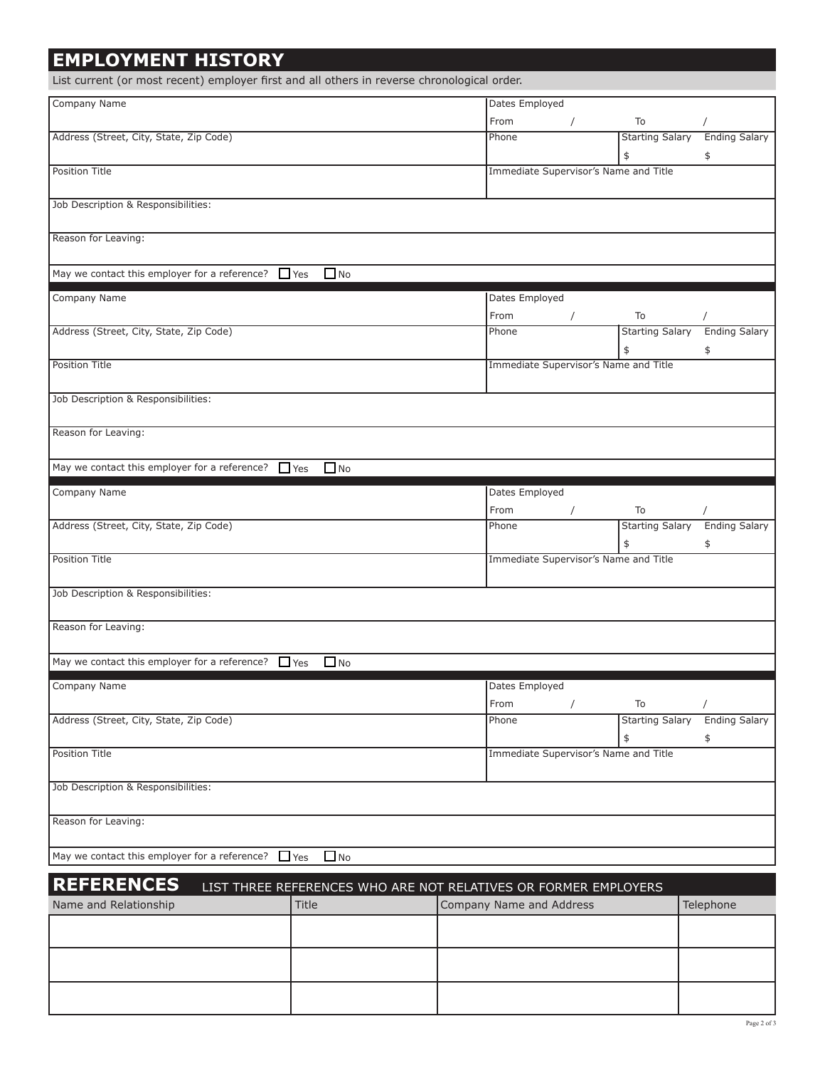## EMPLOYMENT HISTORY

List current (or most recent) employer first and all others in reverse chronological order.

| Company Name | Dates Employed From / To / | |
|---|---|---|
| Address (Street, City, State, Zip Code) | Phone | Starting Salary $ / Ending Salary $ |
| Position Title | Immediate Supervisor's Name and Title | |
| Job Description & Responsibilities: | | |
| Reason for Leaving: | | |
| May we contact this employer for a reference? ☐ Yes ☐ No | | |

| Company Name | Dates Employed From / To / | |
|---|---|---|
| Address (Street, City, State, Zip Code) | Phone | Starting Salary $ / Ending Salary $ |
| Position Title | Immediate Supervisor's Name and Title | |
| Job Description & Responsibilities: | | |
| Reason for Leaving: | | |
| May we contact this employer for a reference? ☐ Yes ☐ No | | |

| Company Name | Dates Employed From / To / | |
|---|---|---|
| Address (Street, City, State, Zip Code) | Phone | Starting Salary $ / Ending Salary $ |
| Position Title | Immediate Supervisor's Name and Title | |
| Job Description & Responsibilities: | | |
| Reason for Leaving: | | |
| May we contact this employer for a reference? ☐ Yes ☐ No | | |

| Company Name | Dates Employed From / To / | |
|---|---|---|
| Address (Street, City, State, Zip Code) | Phone | Starting Salary $ / Ending Salary $ |
| Position Title | Immediate Supervisor's Name and Title | |
| Job Description & Responsibilities: | | |
| Reason for Leaving: | | |
| May we contact this employer for a reference? ☐ Yes ☐ No | | |

## REFERENCES

LIST THREE REFERENCES WHO ARE NOT RELATIVES OR FORMER EMPLOYERS

| Name and Relationship | Title | Company Name and Address | Telephone |
|---|---|---|---|
| | | | |
| | | | |
| | | | |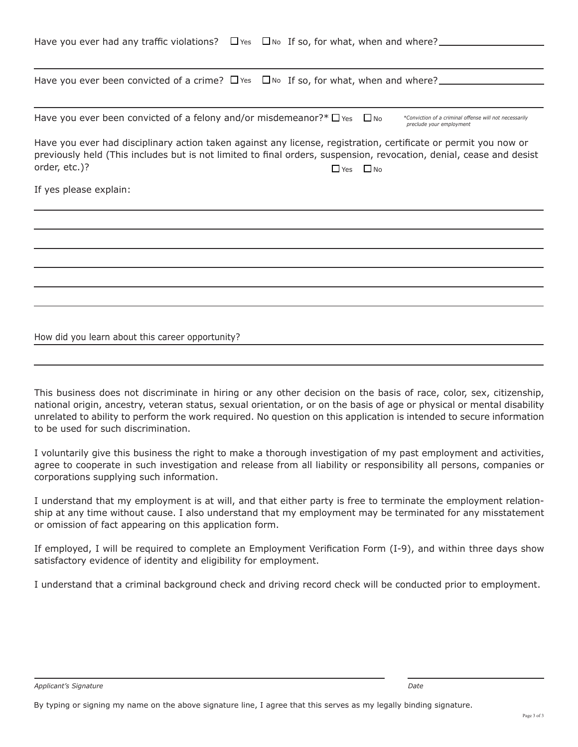Have you ever had any traffic violations? ☐ Yes ☐ No If so, for what, when and where? ___________________

_____________________________________________________________________________

Have you ever been convicted of a crime? ☐ Yes ☐ No If so, for what, when and where? ___________________

_____________________________________________________________________________

Have you ever been convicted of a felony and/or misdemeanor?* ☐ Yes ☐ No

*\*Conviction of a criminal offense will not necessarily preclude your employment*

Have you ever had disciplinary action taken against any license, registration, certificate or permit you now or previously held (This includes but is not limited to final orders, suspension, revocation, denial, cease and desist order, etc.)? ☐ Yes ☐ No

If yes please explain:

_____________________________________________________________________________

_____________________________________________________________________________

_____________________________________________________________________________

_____________________________________________________________________________

_____________________________________________________________________________

_____________________________________________________________________________

How did you learn about this career opportunity? ___________________________________

_____________________________________________________________________________

This business does not discriminate in hiring or any other decision on the basis of race, color, sex, citizenship, national origin, ancestry, veteran status, sexual orientation, or on the basis of age or physical or mental disability unrelated to ability to perform the work required. No question on this application is intended to secure information to be used for such discrimination.

I voluntarily give this business the right to make a thorough investigation of my past employment and activities, agree to cooperate in such investigation and release from all liability or responsibility all persons, companies or corporations supplying such information.

I understand that my employment is at will, and that either party is free to terminate the employment relationship at any time without cause. I also understand that my employment may be terminated for any misstatement or omission of fact appearing on this application form.

If employed, I will be required to complete an Employment Verification Form (I-9), and within three days show satisfactory evidence of identity and eligibility for employment.

I understand that a criminal background check and driving record check will be conducted prior to employment.

_______________________________________________ _______________________

*Applicant's Signature* *Date*

By typing or signing my name on the above signature line, I agree that this serves as my legally binding signature.